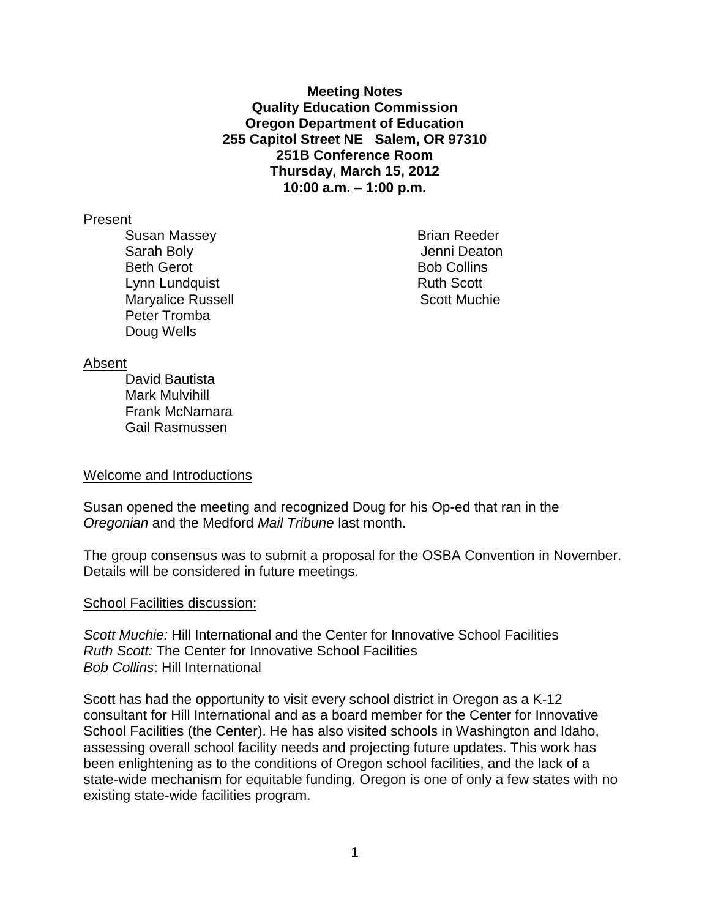**Meeting Notes**
**Quality Education Commission**
**Oregon Department of Education**
**255 Capitol Street NE Salem, OR 97310**
**251B Conference Room**
**Thursday, March 15, 2012**
**10:00 a.m. – 1:00 p.m.**

Present

- Susan Massey
- Sarah Boly
- Beth Gerot
- Lynn Lundquist
- Maryalice Russell
- Peter Tromba
- Doug Wells
- Brian Reeder
- Jenni Deaton
- Bob Collins
- Ruth Scott
- Scott Muchie

Absent

- David Bautista
- Mark Mulvihill
- Frank McNamara
- Gail Rasmussen

Welcome and Introductions

Susan opened the meeting and recognized Doug for his Op-ed that ran in the *Oregonian* and the Medford *Mail Tribune* last month.

The group consensus was to submit a proposal for the OSBA Convention in November. Details will be considered in future meetings.

School Facilities discussion:

*Scott Muchie:* Hill International and the Center for Innovative School Facilities
*Ruth Scott:* The Center for Innovative School Facilities
*Bob Collins*: Hill International

Scott has had the opportunity to visit every school district in Oregon as a K-12 consultant for Hill International and as a board member for the Center for Innovative School Facilities (the Center). He has also visited schools in Washington and Idaho, assessing overall school facility needs and projecting future updates. This work has been enlightening as to the conditions of Oregon school facilities, and the lack of a state-wide mechanism for equitable funding. Oregon is one of only a few states with no existing state-wide facilities program.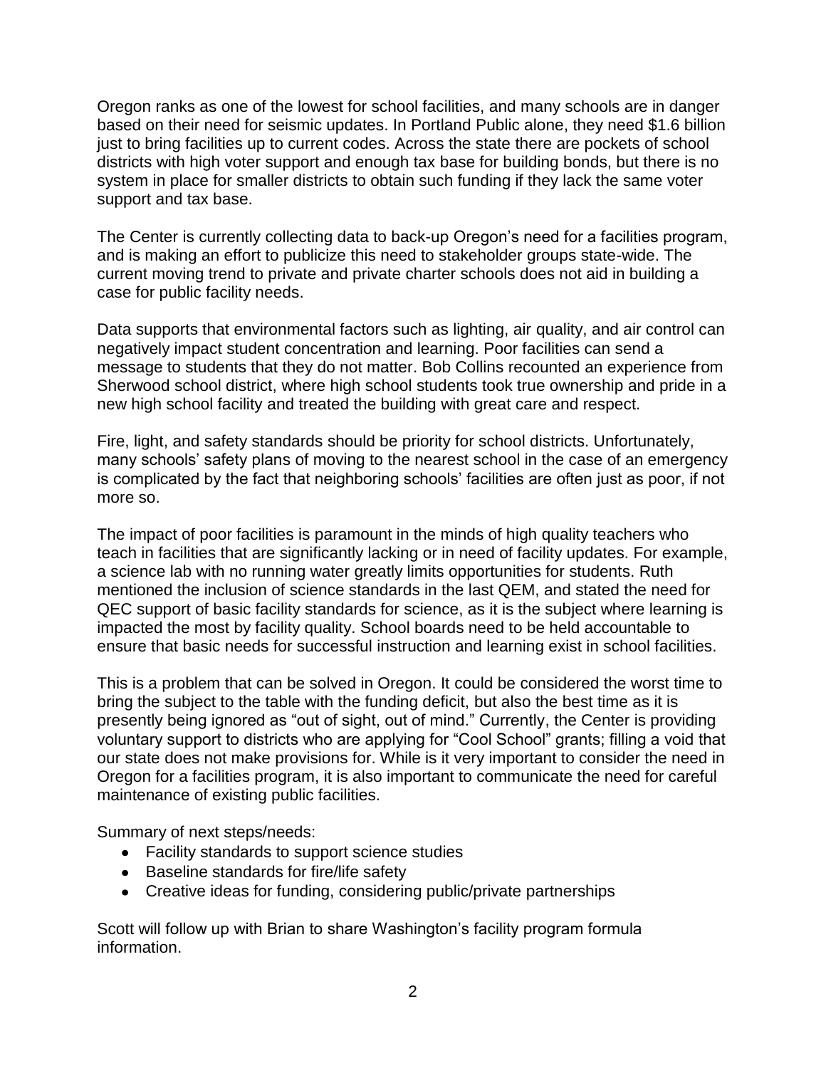Oregon ranks as one of the lowest for school facilities, and many schools are in danger based on their need for seismic updates. In Portland Public alone, they need $1.6 billion just to bring facilities up to current codes. Across the state there are pockets of school districts with high voter support and enough tax base for building bonds, but there is no system in place for smaller districts to obtain such funding if they lack the same voter support and tax base.

The Center is currently collecting data to back-up Oregon's need for a facilities program, and is making an effort to publicize this need to stakeholder groups state-wide. The current moving trend to private and private charter schools does not aid in building a case for public facility needs.

Data supports that environmental factors such as lighting, air quality, and air control can negatively impact student concentration and learning. Poor facilities can send a message to students that they do not matter. Bob Collins recounted an experience from Sherwood school district, where high school students took true ownership and pride in a new high school facility and treated the building with great care and respect.

Fire, light, and safety standards should be priority for school districts. Unfortunately, many schools' safety plans of moving to the nearest school in the case of an emergency is complicated by the fact that neighboring schools' facilities are often just as poor, if not more so.

The impact of poor facilities is paramount in the minds of high quality teachers who teach in facilities that are significantly lacking or in need of facility updates. For example, a science lab with no running water greatly limits opportunities for students. Ruth mentioned the inclusion of science standards in the last QEM, and stated the need for QEC support of basic facility standards for science, as it is the subject where learning is impacted the most by facility quality. School boards need to be held accountable to ensure that basic needs for successful instruction and learning exist in school facilities.

This is a problem that can be solved in Oregon. It could be considered the worst time to bring the subject to the table with the funding deficit, but also the best time as it is presently being ignored as "out of sight, out of mind." Currently, the Center is providing voluntary support to districts who are applying for "Cool School" grants; filling a void that our state does not make provisions for. While is it very important to consider the need in Oregon for a facilities program, it is also important to communicate the need for careful maintenance of existing public facilities.

Summary of next steps/needs:

- Facility standards to support science studies
- Baseline standards for fire/life safety
- Creative ideas for funding, considering public/private partnerships

Scott will follow up with Brian to share Washington's facility program formula information.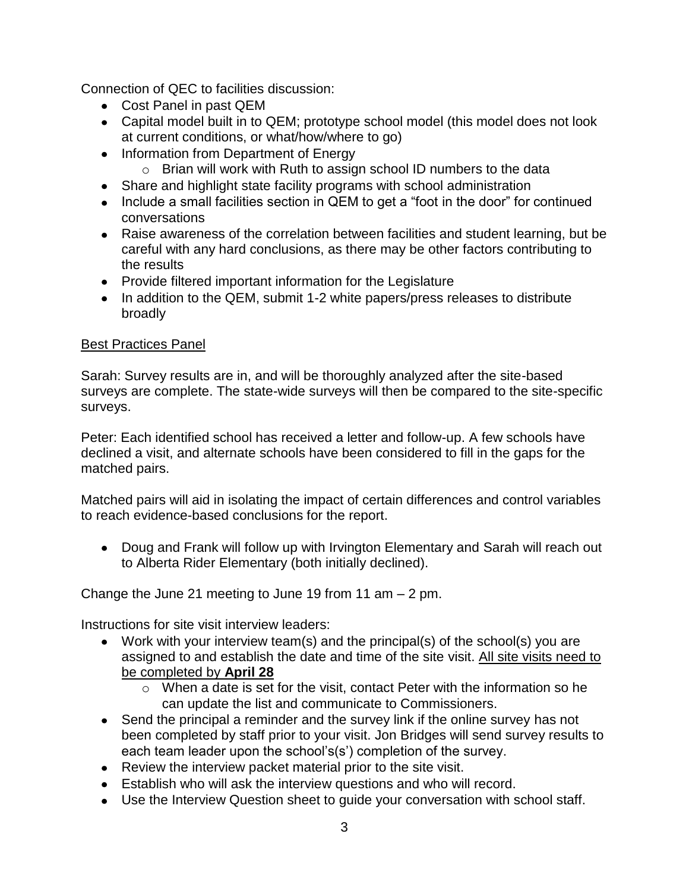Connection of QEC to facilities discussion:

- Cost Panel in past QEM
- Capital model built in to QEM; prototype school model (this model does not look at current conditions, or what/how/where to go)
- Information from Department of Energy
    - Brian will work with Ruth to assign school ID numbers to the data
- Share and highlight state facility programs with school administration
- Include a small facilities section in QEM to get a "foot in the door" for continued conversations
- Raise awareness of the correlation between facilities and student learning, but be careful with any hard conclusions, as there may be other factors contributing to the results
- Provide filtered important information for the Legislature
- In addition to the QEM, submit 1-2 white papers/press releases to distribute broadly

<u>Best Practices Panel</u>

Sarah: Survey results are in, and will be thoroughly analyzed after the site-based surveys are complete. The state-wide surveys will then be compared to the site-specific surveys.

Peter: Each identified school has received a letter and follow-up. A few schools have declined a visit, and alternate schools have been considered to fill in the gaps for the matched pairs.

Matched pairs will aid in isolating the impact of certain differences and control variables to reach evidence-based conclusions for the report.

- Doug and Frank will follow up with Irvington Elementary and Sarah will reach out to Alberta Rider Elementary (both initially declined).

Change the June 21 meeting to June 19 from 11 am – 2 pm.

Instructions for site visit interview leaders:

- Work with your interview team(s) and the principal(s) of the school(s) you are assigned to and establish the date and time of the site visit. <u>All site visits need to be completed by **April 28**</u>
    - When a date is set for the visit, contact Peter with the information so he can update the list and communicate to Commissioners.
- Send the principal a reminder and the survey link if the online survey has not been completed by staff prior to your visit. Jon Bridges will send survey results to each team leader upon the school's(s') completion of the survey.
- Review the interview packet material prior to the site visit.
- Establish who will ask the interview questions and who will record.
- Use the Interview Question sheet to guide your conversation with school staff.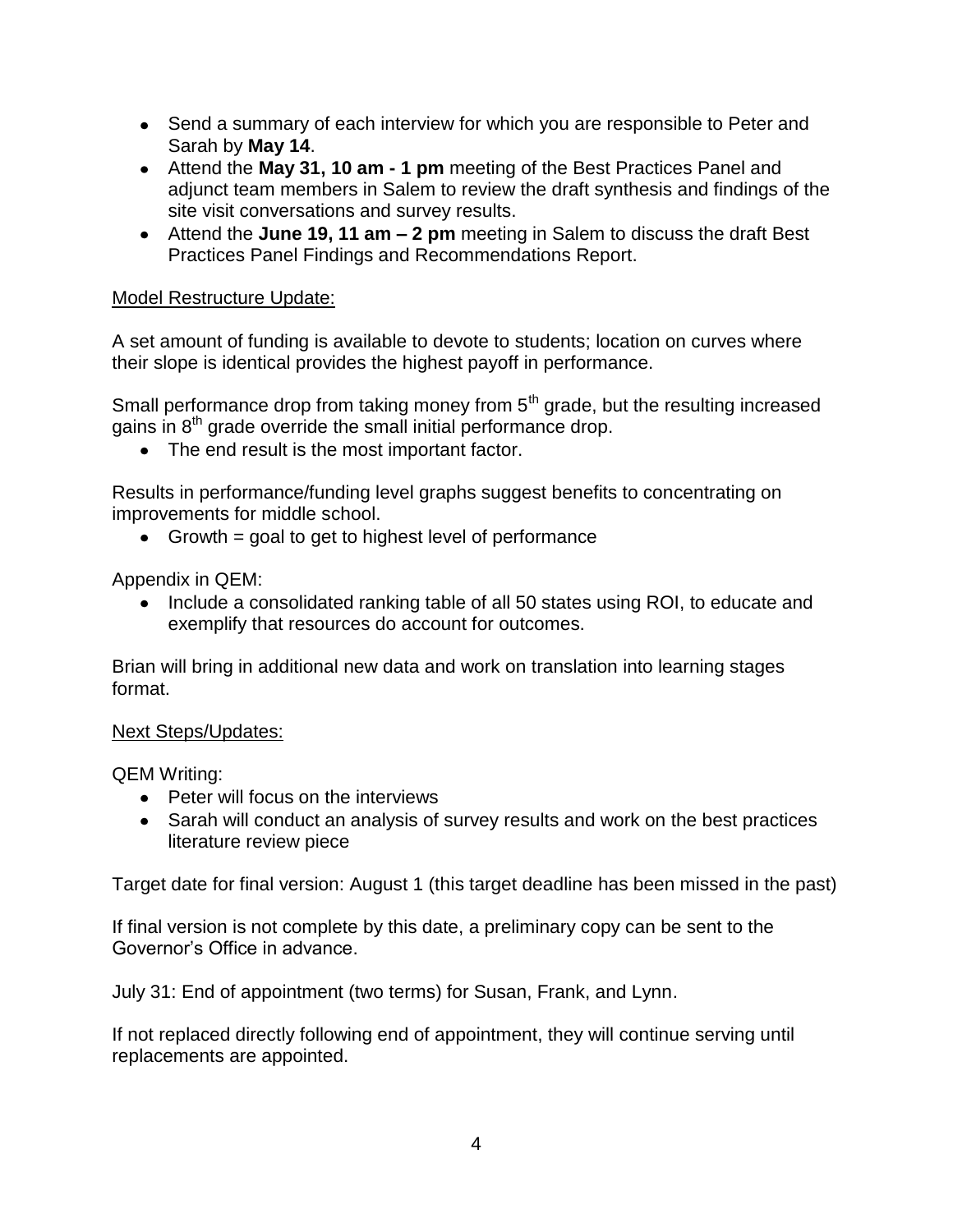- Send a summary of each interview for which you are responsible to Peter and Sarah by **May 14**.
- Attend the **May 31, 10 am - 1 pm** meeting of the Best Practices Panel and adjunct team members in Salem to review the draft synthesis and findings of the site visit conversations and survey results.
- Attend the **June 19, 11 am – 2 pm** meeting in Salem to discuss the draft Best Practices Panel Findings and Recommendations Report.

<u>Model Restructure Update:</u>

A set amount of funding is available to devote to students; location on curves where their slope is identical provides the highest payoff in performance.

Small performance drop from taking money from 5th grade, but the resulting increased gains in 8th grade override the small initial performance drop.

- The end result is the most important factor.

Results in performance/funding level graphs suggest benefits to concentrating on improvements for middle school.

- Growth = goal to get to highest level of performance

Appendix in QEM:

- Include a consolidated ranking table of all 50 states using ROI, to educate and exemplify that resources do account for outcomes.

Brian will bring in additional new data and work on translation into learning stages format.

<u>Next Steps/Updates:</u>

QEM Writing:

- Peter will focus on the interviews
- Sarah will conduct an analysis of survey results and work on the best practices literature review piece

Target date for final version: August 1 (this target deadline has been missed in the past)

If final version is not complete by this date, a preliminary copy can be sent to the Governor's Office in advance.

July 31: End of appointment (two terms) for Susan, Frank, and Lynn.

If not replaced directly following end of appointment, they will continue serving until replacements are appointed.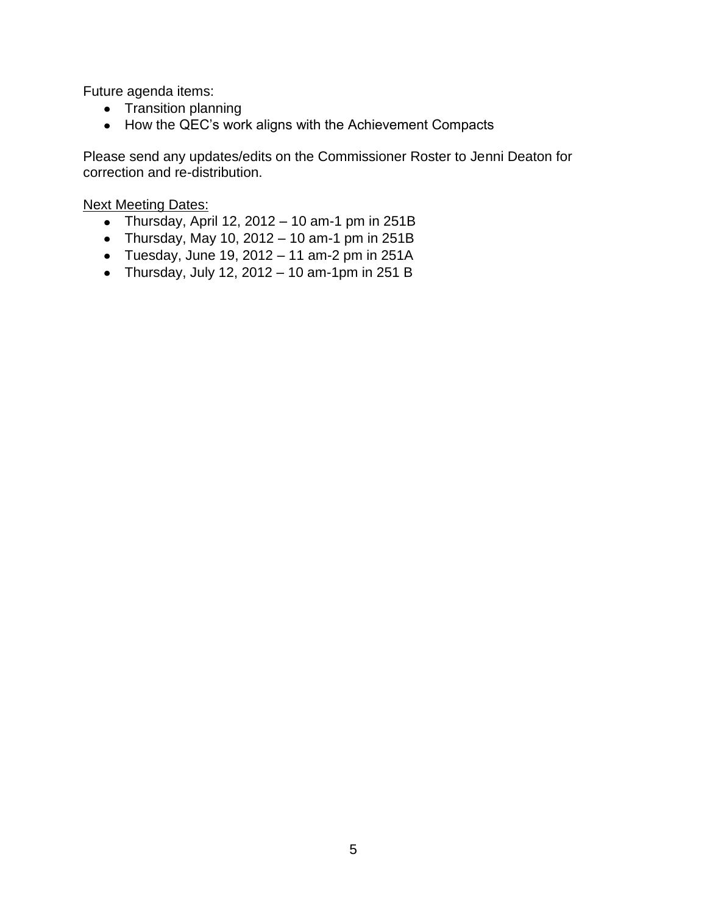Future agenda items:

- Transition planning
- How the QEC's work aligns with the Achievement Compacts

Please send any updates/edits on the Commissioner Roster to Jenni Deaton for correction and re-distribution.

<u>Next Meeting Dates:</u>

- Thursday, April 12, 2012 – 10 am-1 pm in 251B
- Thursday, May 10, 2012 – 10 am-1 pm in 251B
- Tuesday, June 19, 2012 – 11 am-2 pm in 251A
- Thursday, July 12, 2012 – 10 am-1pm in 251 B